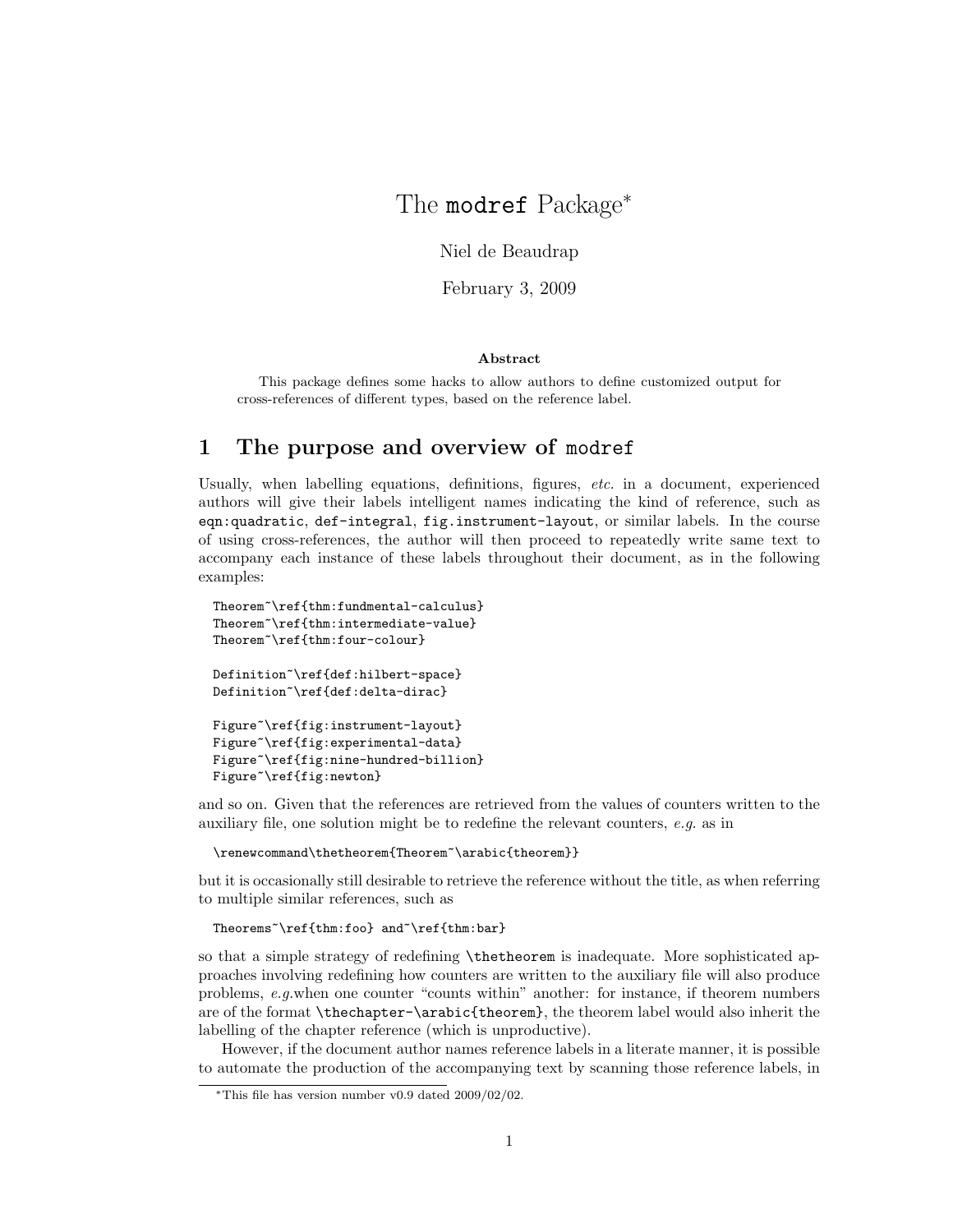# The `modref` Package*

Niel de Beaudrap

February 3, 2009

**Abstract**

This package defines some hacks to allow authors to define customized output for cross-references of different types, based on the reference label.

## 1 The purpose and overview of `modref`

Usually, when labelling equations, definitions, figures, *etc.* in a document, experienced authors will give their labels intelligent names indicating the kind of reference, such as `eqn:quadratic`, `def-integral`, `fig.instrument-layout`, or similar labels. In the course of using cross-references, the author will then proceed to repeatedly write same text to accompany each instance of these labels throughout their document, as in the following examples:

```
Theorem~\ref{thm:fundmental-calculus}
Theorem~\ref{thm:intermediate-value}
Theorem~\ref{thm:four-colour}

Definition~\ref{def:hilbert-space}
Definition~\ref{def:delta-dirac}

Figure~\ref{fig:instrument-layout}
Figure~\ref{fig:experimental-data}
Figure~\ref{fig:nine-hundred-billion}
Figure~\ref{fig:newton}
```

and so on. Given that the references are retrieved from the values of counters written to the auxiliary file, one solution might be to redefine the relevant counters, *e.g.* as in

```
\renewcommand\thetheorem{Theorem~\arabic{theorem}}
```

but it is occasionally still desirable to retrieve the reference without the title, as when referring to multiple similar references, such as

```
Theorems~\ref{thm:foo} and~\ref{thm:bar}
```

so that a simple strategy of redefining `\thetheorem` is inadequate. More sophisticated approaches involving redefining how counters are written to the auxiliary file will also produce problems, *e.g.*when one counter "counts within" another: for instance, if theorem numbers are of the format `\thechapter-\arabic{theorem}`, the theorem label would also inherit the labelling of the chapter reference (which is unproductive).

However, if the document author names reference labels in a literate manner, it is possible to automate the production of the accompanying text by scanning those reference labels, in

*This file has version number v0.9 dated 2009/02/02.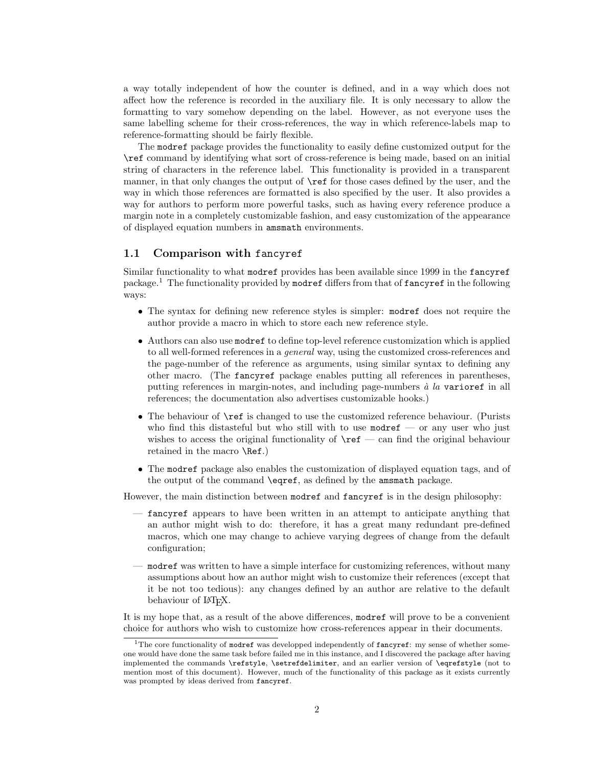a way totally independent of how the counter is defined, and in a way which does not affect how the reference is recorded in the auxiliary file. It is only necessary to allow the formatting to vary somehow depending on the label. However, as not everyone uses the same labelling scheme for their cross-references, the way in which reference-labels map to reference-formatting should be fairly flexible.

The `modref` package provides the functionality to easily define customized output for the `\ref` command by identifying what sort of cross-reference is being made, based on an initial string of characters in the reference label. This functionality is provided in a transparent manner, in that only changes the output of `\ref` for those cases defined by the user, and the way in which those references are formatted is also specified by the user. It also provides a way for authors to perform more powerful tasks, such as having every reference produce a margin note in a completely customizable fashion, and easy customization of the appearance of displayed equation numbers in `amsmath` environments.

### 1.1 Comparison with `fancyref`

Similar functionality to what `modref` provides has been available since 1999 in the `fancyref` package.[1] The functionality provided by `modref` differs from that of `fancyref` in the following ways:

- The syntax for defining new reference styles is simpler: `modref` does not require the author provide a macro in which to store each new reference style.
- Authors can also use `modref` to define top-level reference customization which is applied to all well-formed references in a *general* way, using the customized cross-references and the page-number of the reference as arguments, using similar syntax to defining any other macro. (The `fancyref` package enables putting all references in parentheses, putting references in margin-notes, and including page-numbers *à la* `varioref` in all references; the documentation also advertises customizable hooks.)
- The behaviour of `\ref` is changed to use the customized reference behaviour. (Purists who find this distasteful but who still with to use `modref` — or any user who just wishes to access the original functionality of `\ref` — can find the original behaviour retained in the macro `\Ref`.)
- The `modref` package also enables the customization of displayed equation tags, and of the output of the command `\eqref`, as defined by the `amsmath` package.

However, the main distinction between `modref` and `fancyref` is in the design philosophy:

— `fancyref` appears to have been written in an attempt to anticipate anything that an author might wish to do: therefore, it has a great many redundant pre-defined macros, which one may change to achieve varying degrees of change from the default configuration;

— `modref` was written to have a simple interface for customizing references, without many assumptions about how an author might wish to customize their references (except that it be not too tedious): any changes defined by an author are relative to the default behaviour of LaTeX.

It is my hope that, as a result of the above differences, `modref` will prove to be a convenient choice for authors who wish to customize how cross-references appear in their documents.

[1] The core functionality of `modref` was developped independently of `fancyref`: my sense of whether someone would have done the same task before failed me in this instance, and I discovered the package after having implemented the commands `\refstyle`, `\setrefdelimiter`, and an earlier version of `\eqrefstyle` (not to mention most of this document). However, much of the functionality of this package as it exists currently was prompted by ideas derived from `fancyref`.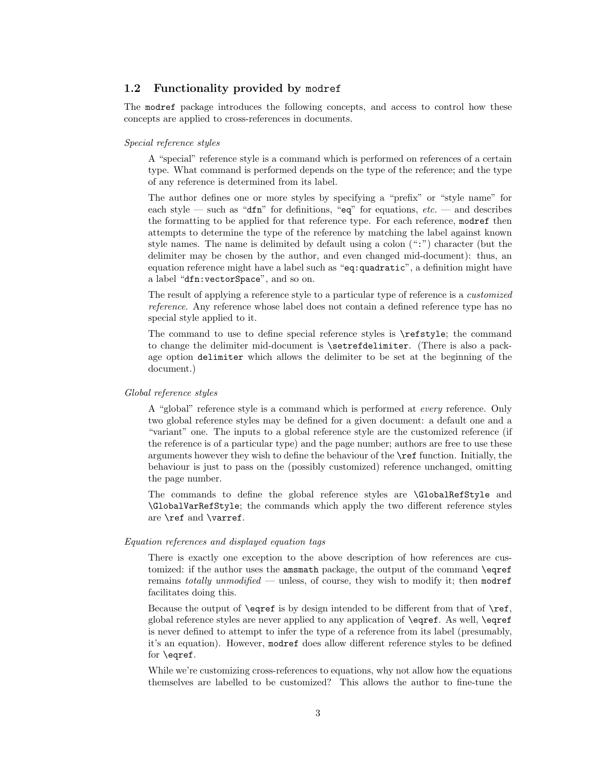### 1.2 Functionality provided by `modref`

The `modref` package introduces the following concepts, and access to control how these concepts are applied to cross-references in documents.

*Special reference styles*

A "special" reference style is a command which is performed on references of a certain type. What command is performed depends on the type of the reference; and the type of any reference is determined from its label.

The author defines one or more styles by specifying a "prefix" or "style name" for each style — such as "`dfn`" for definitions, "`eq`" for equations, *etc.* — and describes the formatting to be applied for that reference type. For each reference, `modref` then attempts to determine the type of the reference by matching the label against known style names. The name is delimited by default using a colon ("`:`") character (but the delimiter may be chosen by the author, and even changed mid-document): thus, an equation reference might have a label such as "`eq:quadratic`", a definition might have a label "`dfn:vectorSpace`", and so on.

The result of applying a reference style to a particular type of reference is a *customized reference*. Any reference whose label does not contain a defined reference type has no special style applied to it.

The command to use to define special reference styles is `\refstyle`; the command to change the delimiter mid-document is `\setrefdelimiter`. (There is also a package option `delimiter` which allows the delimiter to be set at the beginning of the document.)

*Global reference styles*

A "global" reference style is a command which is performed at *every* reference. Only two global reference styles may be defined for a given document: a default one and a "variant" one. The inputs to a global reference style are the customized reference (if the reference is of a particular type) and the page number; authors are free to use these arguments however they wish to define the behaviour of the `\ref` function. Initially, the behaviour is just to pass on the (possibly customized) reference unchanged, omitting the page number.

The commands to define the global reference styles are `\GlobalRefStyle` and `\GlobalVarRefStyle`; the commands which apply the two different reference styles are `\ref` and `\varref`.

*Equation references and displayed equation tags*

There is exactly one exception to the above description of how references are customized: if the author uses the `amsmath` package, the output of the command `\eqref` remains *totally unmodified* — unless, of course, they wish to modify it; then `modref` facilitates doing this.

Because the output of `\eqref` is by design intended to be different from that of `\ref`, global reference styles are never applied to any application of `\eqref`. As well, `\eqref` is never defined to attempt to infer the type of a reference from its label (presumably, it's an equation). However, `modref` does allow different reference styles to be defined for `\eqref`.

While we're customizing cross-references to equations, why not allow how the equations themselves are labelled to be customized? This allows the author to fine-tune the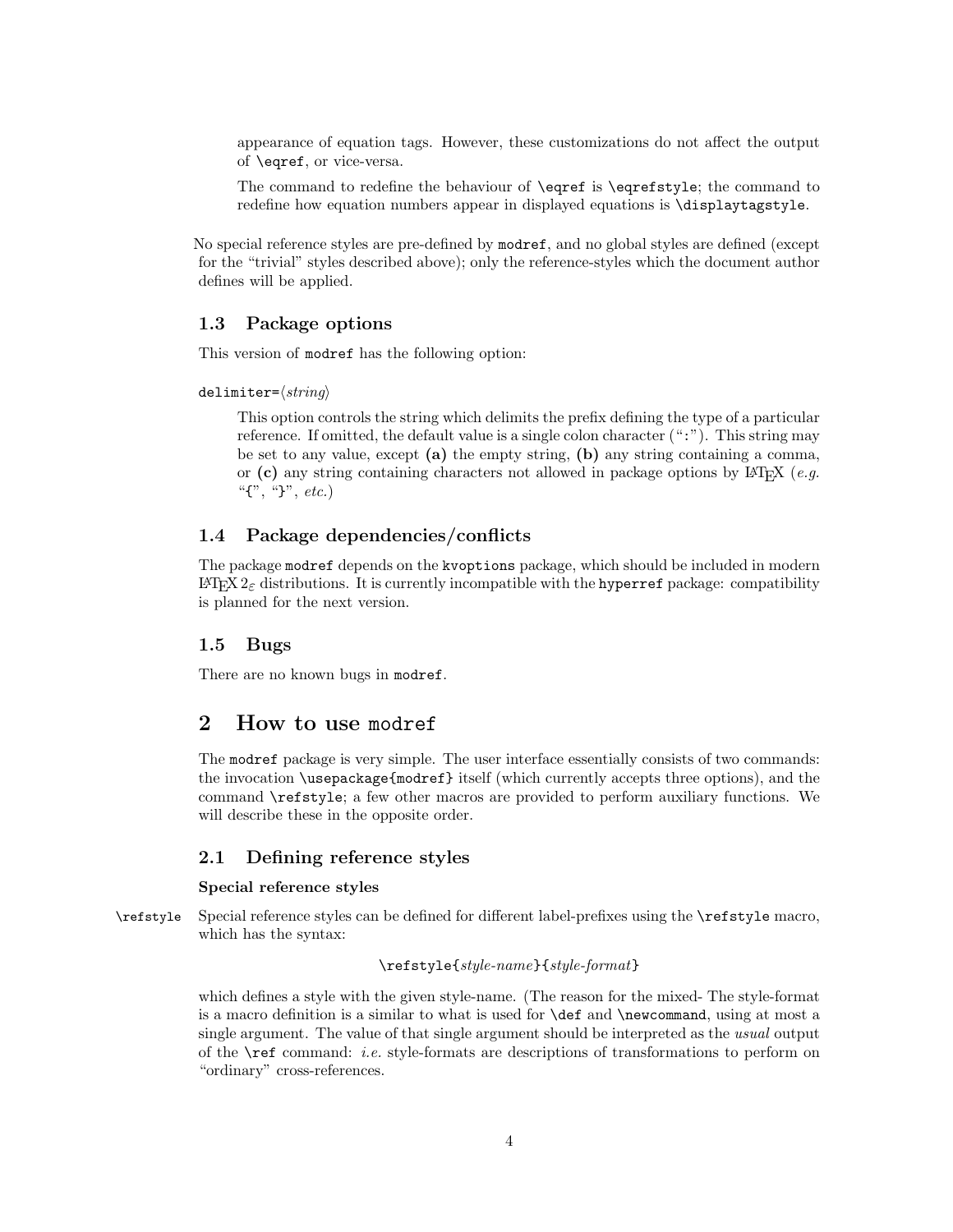appearance of equation tags. However, these customizations do not affect the output of `\eqref`, or vice-versa.

The command to redefine the behaviour of `\eqref` is `\eqrefstyle`; the command to redefine how equation numbers appear in displayed equations is `\displaytagstyle`.

No special reference styles are pre-defined by `modref`, and no global styles are defined (except for the "trivial" styles described above); only the reference-styles which the document author defines will be applied.

### 1.3 Package options

This version of `modref` has the following option:

`delimiter=`⟨*string*⟩

This option controls the string which delimits the prefix defining the type of a particular reference. If omitted, the default value is a single colon character ("`:`"). This string may be set to any value, except **(a)** the empty string, **(b)** any string containing a comma, or **(c)** any string containing characters not allowed in package options by LaTeX (*e.g.* "`{`", "`}`", *etc.*)

### 1.4 Package dependencies/conflicts

The package `modref` depends on the `kvoptions` package, which should be included in modern LaTeX $2_\varepsilon$ distributions. It is currently incompatible with the `hyperref` package: compatibility is planned for the next version.

### 1.5 Bugs

There are no known bugs in `modref`.

## 2 How to use `modref`

The `modref` package is very simple. The user interface essentially consists of two commands: the invocation `\usepackage{modref}` itself (which currently accepts three options), and the command `\refstyle`; a few other macros are provided to perform auxiliary functions. We will describe these in the opposite order.

### 2.1 Defining reference styles

#### Special reference styles

`\refstyle` Special reference styles can be defined for different label-prefixes using the `\refstyle` macro, which has the syntax:

`\refstyle{`*style-name*`}{`*style-format*`}`

which defines a style with the given style-name. (The reason for the mixed- The style-format is a macro definition is a similar to what is used for `\def` and `\newcommand`, using at most a single argument. The value of that single argument should be interpreted as the *usual* output of the `\ref` command: *i.e.* style-formats are descriptions of transformations to perform on "ordinary" cross-references.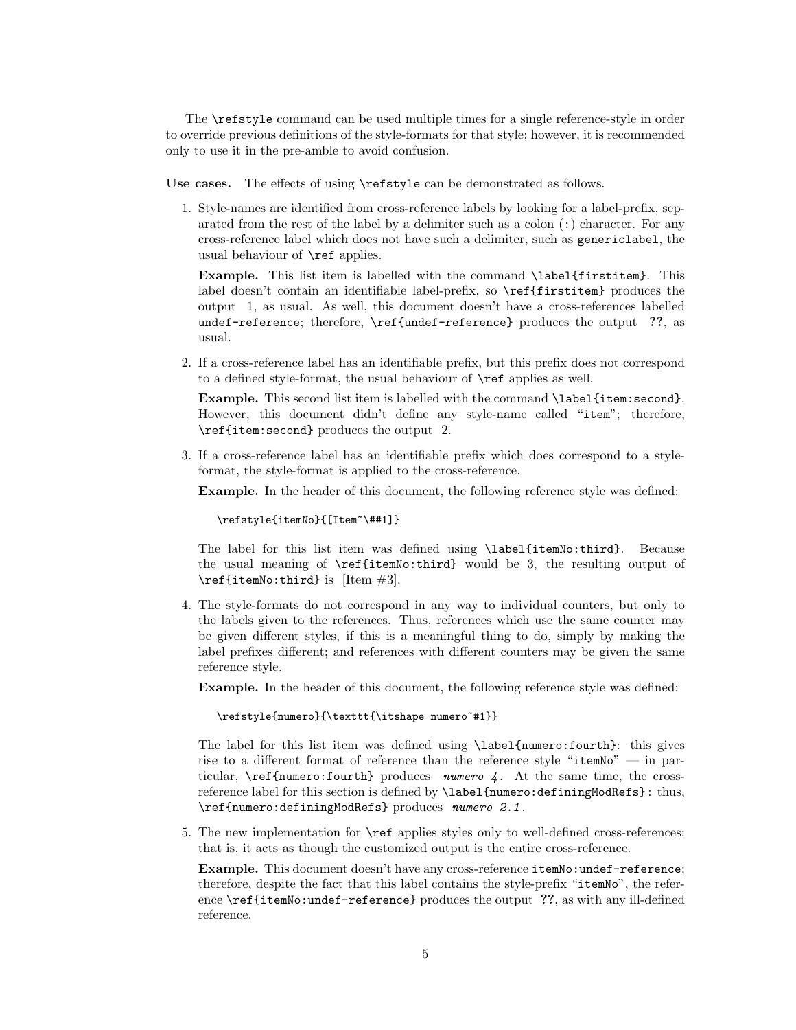The `\refstyle` command can be used multiple times for a single reference-style in order to override previous definitions of the style-formats for that style; however, it is recommended only to use it in the pre-amble to avoid confusion.

**Use cases.** The effects of using `\refstyle` can be demonstrated as follows.

1. Style-names are identified from cross-reference labels by looking for a label-prefix, separated from the rest of the label by a delimiter such as a colon (`:`) character. For any cross-reference label which does not have such a delimiter, such as `genericlabel`, the usual behaviour of `\ref` applies.

   **Example.** This list item is labelled with the command `\label{firstitem}`. This label doesn't contain an identifiable label-prefix, so `\ref{firstitem}` produces the output 1, as usual. As well, this document doesn't have a cross-references labelled `undef-reference`; therefore, `\ref{undef-reference}` produces the output **??**, as usual.

2. If a cross-reference label has an identifiable prefix, but this prefix does not correspond to a defined style-format, the usual behaviour of `\ref` applies as well.

   **Example.** This second list item is labelled with the command `\label{item:second}`. However, this document didn't define any style-name called "`item`"; therefore, `\ref{item:second}` produces the output 2.

3. If a cross-reference label has an identifiable prefix which does correspond to a style-format, the style-format is applied to the cross-reference.

   **Example.** In the header of this document, the following reference style was defined:

   ```
   \refstyle{itemNo}{[Item~\##1]}
   ```

   The label for this list item was defined using `\label{itemNo:third}`. Because the usual meaning of `\ref{itemNo:third}` would be 3, the resulting output of `\ref{itemNo:third}` is [Item #3].

4. The style-formats do not correspond in any way to individual counters, but only to the labels given to the references. Thus, references which use the same counter may be given different styles, if this is a meaningful thing to do, simply by making the label prefixes different; and references with different counters may be given the same reference style.

   **Example.** In the header of this document, the following reference style was defined:

   ```
   \refstyle{numero}{\texttt{\itshape numero~#1}}
   ```

   The label for this list item was defined using `\label{numero:fourth}`: this gives rise to a different format of reference than the reference style "`itemNo`" — in particular, `\ref{numero:fourth}` produces *`numero 4`*. At the same time, the cross-reference label for this section is defined by `\label{numero:definingModRefs}`: thus, `\ref{numero:definingModRefs}` produces *`numero 2.1`*.

5. The new implementation for `\ref` applies styles only to well-defined cross-references: that is, it acts as though the customized output is the entire cross-reference.

   **Example.** This document doesn't have any cross-reference `itemNo:undef-reference`; therefore, despite the fact that this label contains the style-prefix "`itemNo`", the reference `\ref{itemNo:undef-reference}` produces the output **??**, as with any ill-defined reference.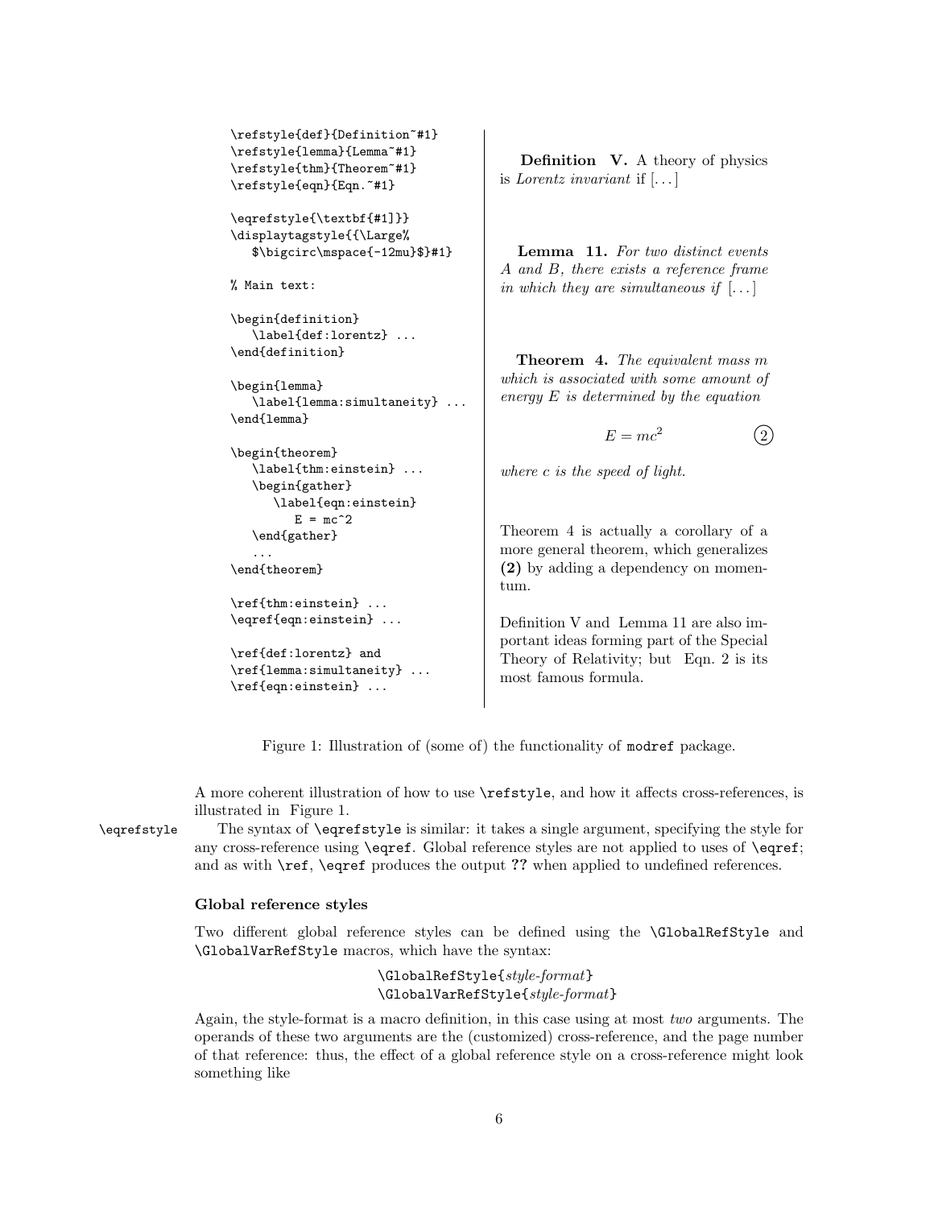```
\refstyle{def}{Definition~#1}
\refstyle{lemma}{Lemma~#1}
\refstyle{thm}{Theorem~#1}
\refstyle{eqn}{Eqn.~#1}

\eqrefstyle{\textbf{#1]}}
\displaytagstyle{{\Large%
   $\bigcirc\mspace{-12mu}$}#1}

% Main text:

\begin{definition}
   \label{def:lorentz} ...
\end{definition}

\begin{lemma}
   \label{lemma:simultaneity} ...
\end{lemma}

\begin{theorem}
   \label{thm:einstein} ...
   \begin{gather}
      \label{eqn:einstein}
         E = mc^2
   \end{gather}
   ...
\end{theorem}

\ref{thm:einstein} ...
\eqref{eqn:einstein} ...

\ref{def:lorentz} and
\ref{lemma:simultaneity} ...
\ref{eqn:einstein} ...
```

**Definition V.** A theory of physics is *Lorentz invariant* if [...]

**Lemma 11.** *For two distinct events A and B, there exists a reference frame in which they are simultaneous if* [...]

**Theorem 4.** *The equivalent mass m which is associated with some amount of energy E is determined by the equation*

$$E = mc^2 \qquad ②$$

*where c is the speed of light.*

Theorem 4 is actually a corollary of a more general theorem, which generalizes **(2)** by adding a dependency on momentum.

Definition V and Lemma 11 are also important ideas forming part of the Special Theory of Relativity; but Eqn. 2 is its most famous formula.

Figure 1: Illustration of (some of) the functionality of `modref` package.

A more coherent illustration of how to use `\refstyle`, and how it affects cross-references, is illustrated in Figure 1.

`\eqrefstyle` The syntax of `\eqrefstyle` is similar: it takes a single argument, specifying the style for any cross-reference using `\eqref`. Global reference styles are not applied to uses of `\eqref`; and as with `\ref`, `\eqref` produces the output **??** when applied to undefined references.

### Global reference styles

Two different global reference styles can be defined using the `\GlobalRefStyle` and `\GlobalVarRefStyle` macros, which have the syntax:

`\GlobalRefStyle{`*style-format*`}`
`\GlobalVarRefStyle{`*style-format*`}`

Again, the style-format is a macro definition, in this case using at most *two* arguments. The operands of these two arguments are the (customized) cross-reference, and the page number of that reference: thus, the effect of a global reference style on a cross-reference might look something like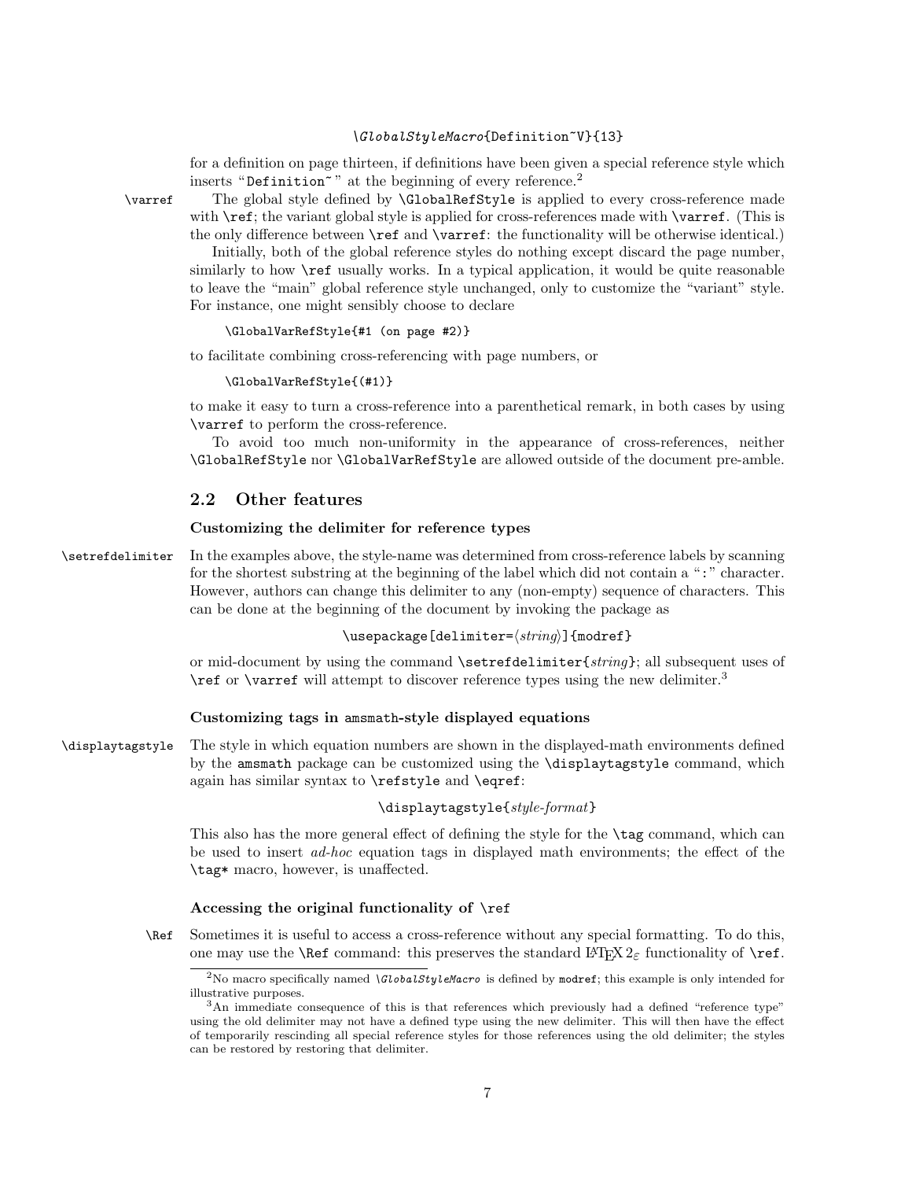```
\GlobalStyleMacro{Definition~V}{13}
```

for a definition on page thirteen, if definitions have been given a special reference style which inserts "`Definition~`" at the beginning of every reference.[2]

`\varref` The global style defined by `\GlobalRefStyle` is applied to every cross-reference made with `\ref`; the variant global style is applied for cross-references made with `\varref`. (This is the only difference between `\ref` and `\varref`: the functionality will be otherwise identical.)

Initially, both of the global reference styles do nothing except discard the page number, similarly to how `\ref` usually works. In a typical application, it would be quite reasonable to leave the "main" global reference style unchanged, only to customize the "variant" style. For instance, one might sensibly choose to declare

```
\GlobalVarRefStyle{#1 (on page #2)}
```

to facilitate combining cross-referencing with page numbers, or

```
\GlobalVarRefStyle{(#1)}
```

to make it easy to turn a cross-reference into a parenthetical remark, in both cases by using `\varref` to perform the cross-reference.

To avoid too much non-uniformity in the appearance of cross-references, neither `\GlobalRefStyle` nor `\GlobalVarRefStyle` are allowed outside of the document pre-amble.

## 2.2 Other features

### Customizing the delimiter for reference types

`\setrefdelimiter` In the examples above, the style-name was determined from cross-reference labels by scanning for the shortest substring at the beginning of the label which did not contain a "`:`" character. However, authors can change this delimiter to any (non-empty) sequence of characters. This can be done at the beginning of the document by invoking the package as

```
\usepackage[delimiter=⟨string⟩]{modref}
```

or mid-document by using the command `\setrefdelimiter{`*string*`}`; all subsequent uses of `\ref` or `\varref` will attempt to discover reference types using the new delimiter.[3]

### Customizing tags in amsmath-style displayed equations

`\displaytagstyle` The style in which equation numbers are shown in the displayed-math environments defined by the `amsmath` package can be customized using the `\displaytagstyle` command, which again has similar syntax to `\refstyle` and `\eqref`:

```
\displaytagstyle{style-format}
```

This also has the more general effect of defining the style for the `\tag` command, which can be used to insert *ad-hoc* equation tags in displayed math environments; the effect of the `\tag*` macro, however, is unaffected.

### Accessing the original functionality of \ref

`\Ref` Sometimes it is useful to access a cross-reference without any special formatting. To do this, one may use the `\Ref` command: this preserves the standard LaTeX 2ε functionality of `\ref`.

[2] No macro specifically named *`\GlobalStyleMacro`* is defined by `modref`; this example is only intended for illustrative purposes.

[3] An immediate consequence of this is that references which previously had a defined "reference type" using the old delimiter may not have a defined type using the new delimiter. This will then have the effect of temporarily rescinding all special reference styles for those references using the old delimiter; the styles can be restored by restoring that delimiter.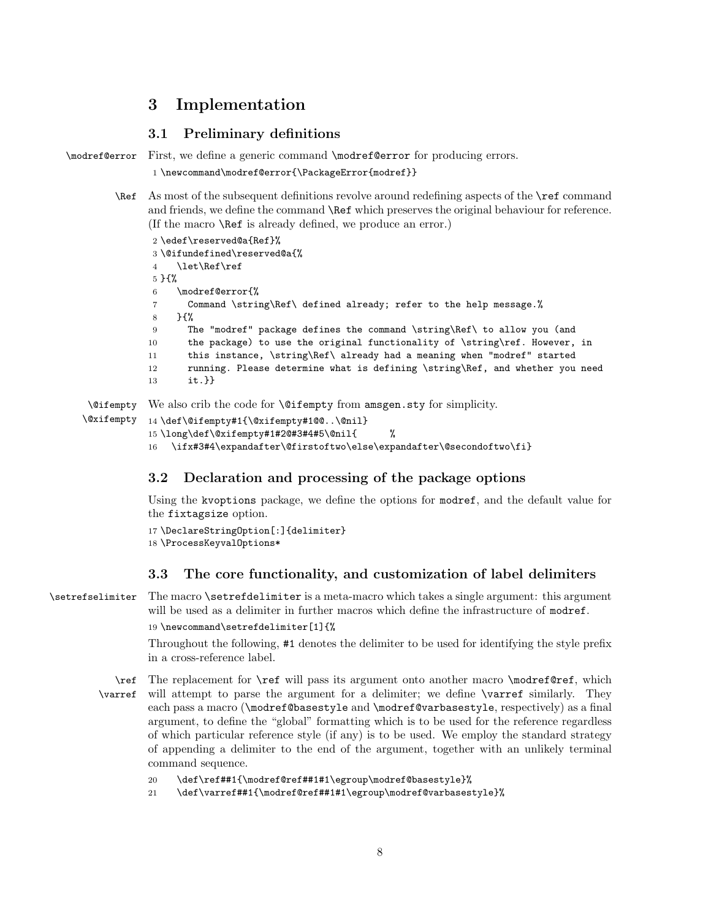# 3 Implementation

## 3.1 Preliminary definitions

\modref@error First, we define a generic command `\modref@error` for producing errors.

```
1 \newcommand\modref@error{\PackageError{modref}}
```

\Ref As most of the subsequent definitions revolve around redefining aspects of the `\ref` command and friends, we define the command `\Ref` which preserves the original behaviour for reference. (If the macro `\Ref` is already defined, we produce an error.)

```
2 \edef\reserved@a{Ref}%
3 \@ifundefined\reserved@a{%
4   \let\Ref\ref
5 }{%
6   \modref@error{%
7     Command \string\Ref\ defined already; refer to the help message.%
8   }{%
9     The "modref" package defines the command \string\Ref\ to allow you (and
10    the package) to use the original functionality of \string\ref. However, in
11    this instance, \string\Ref\ already had a meaning when "modref" started
12    running. Please determine what is defining \string\Ref, and whether you need
13    it.}}
```

\@ifempty \@xifempty We also crib the code for `\@ifempty` from `amsgen.sty` for simplicity.

```
14 \def\@ifempty#1{\@xifempty#1@@..\@nil}
15 \long\def\@xifempty#1#2@#3#4#5\@nil{      %
16   \ifx#3#4\expandafter\@firstoftwo\else\expandafter\@secondoftwo\fi}
```

## 3.2 Declaration and processing of the package options

Using the `kvoptions` package, we define the options for `modref`, and the default value for the `fixtagsize` option.

```
17 \DeclareStringOption[:]{delimiter}
18 \ProcessKeyvalOptions*
```

## 3.3 The core functionality, and customization of label delimiters

\setrefselimiter The macro `\setrefdelimiter` is a meta-macro which takes a single argument: this argument will be used as a delimiter in further macros which define the infrastructure of `modref`.

```
19 \newcommand\setrefdelimiter[1]{%
```

Throughout the following, `#1` denotes the delimiter to be used for identifying the style prefix in a cross-reference label.

\ref \varref The replacement for `\ref` will pass its argument onto another macro `\modref@ref`, which will attempt to parse the argument for a delimiter; we define `\varref` similarly. They each pass a macro (`\modref@basestyle` and `\modref@varbasestyle`, respectively) as a final argument, to define the "global" formatting which is to be used for the reference regardless of which particular reference style (if any) is to be used. We employ the standard strategy of appending a delimiter to the end of the argument, together with an unlikely terminal command sequence.

```
20   \def\ref##1{\modref@ref##1#1\egroup\modref@basestyle}%
21   \def\varref##1{\modref@ref##1#1\egroup\modref@varbasestyle}%
```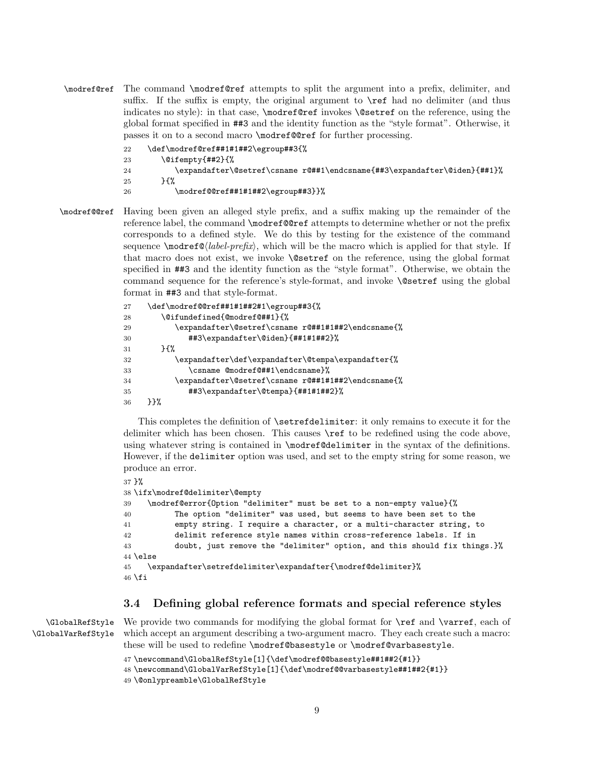`\modref@ref` The command `\modref@ref` attempts to split the argument into a prefix, delimiter, and suffix. If the suffix is empty, the original argument to `\ref` had no delimiter (and thus indicates no style): in that case, `\modref@ref` invokes `\@setref` on the reference, using the global format specified in `##3` and the identity function as the "style format". Otherwise, it passes it on to a second macro `\modref@@ref` for further processing.

```
22    \def\modref@ref##1#1##2\egroup##3{%
23       \@ifempty{##2}{%
24          \expandafter\@setref\csname r@##1\endcsname{##3\expandafter\@iden}{##1}%
25       }{%
26          \modref@@ref##1#1##2\egroup##3}}%
```

`\modref@@ref` Having been given an alleged style prefix, and a suffix making up the remainder of the reference label, the command `\modref@@ref` attempts to determine whether or not the prefix corresponds to a defined style. We do this by testing for the existence of the command sequence `\modref@`⟨*label-prefix*⟩, which will be the macro which is applied for that style. If that macro does not exist, we invoke `\@setref` on the reference, using the global format specified in `##3` and the identity function as the "style format". Otherwise, we obtain the command sequence for the reference's style-format, and invoke `\@setref` using the global format in `##3` and that style-format.

```
27    \def\modref@@ref##1#1##2#1\egroup##3{%
28       \@ifundefined{@modref@##1}{%
29          \expandafter\@setref\csname r@##1#1##2\endcsname{%
30             ##3\expandafter\@iden}{##1#1##2}%
31       }{%
32          \expandafter\def\expandafter\@tempa\expandafter{%
33             \csname @modref@##1\endcsname}%
34          \expandafter\@setref\csname r@##1#1##2\endcsname{%
35             ##3\expandafter\@tempa}{##1#1##2}%
36    }}%
```

This completes the definition of `\setrefdelimiter`: it only remains to execute it for the delimiter which has been chosen. This causes `\ref` to be redefined using the code above, using whatever string is contained in `\modref@delimiter` in the syntax of the definitions. However, if the `delimiter` option was used, and set to the empty string for some reason, we produce an error.

```
37 }%
38 \ifx\modref@delimiter\@empty
39    \modref@error{Option "delimiter" must be set to a non-empty value}{%
40          The option "delimiter" was used, but seems to have been set to the
41          empty string. I require a character, or a multi-character string, to
42          delimit reference style names within cross-reference labels. If in
43          doubt, just remove the "delimiter" option, and this should fix things.}%
44 \else
45    \expandafter\setrefdelimiter\expandafter{\modref@delimiter}%
46 \fi
```

### 3.4 Defining global reference formats and special reference styles

`\GlobalRefStyle` `\GlobalVarRefStyle` We provide two commands for modifying the global format for `\ref` and `\varref`, each of which accept an argument describing a two-argument macro. They each create such a macro: these will be used to redefine `\modref@basestyle` or `\modref@varbasestyle`.

```
47 \newcommand\GlobalRefStyle[1]{\def\modref@@basestyle##1##2{#1}}
48 \newcommand\GlobalVarRefStyle[1]{\def\modref@@varbasestyle##1##2{#1}}
49 \@onlypreamble\GlobalRefStyle
```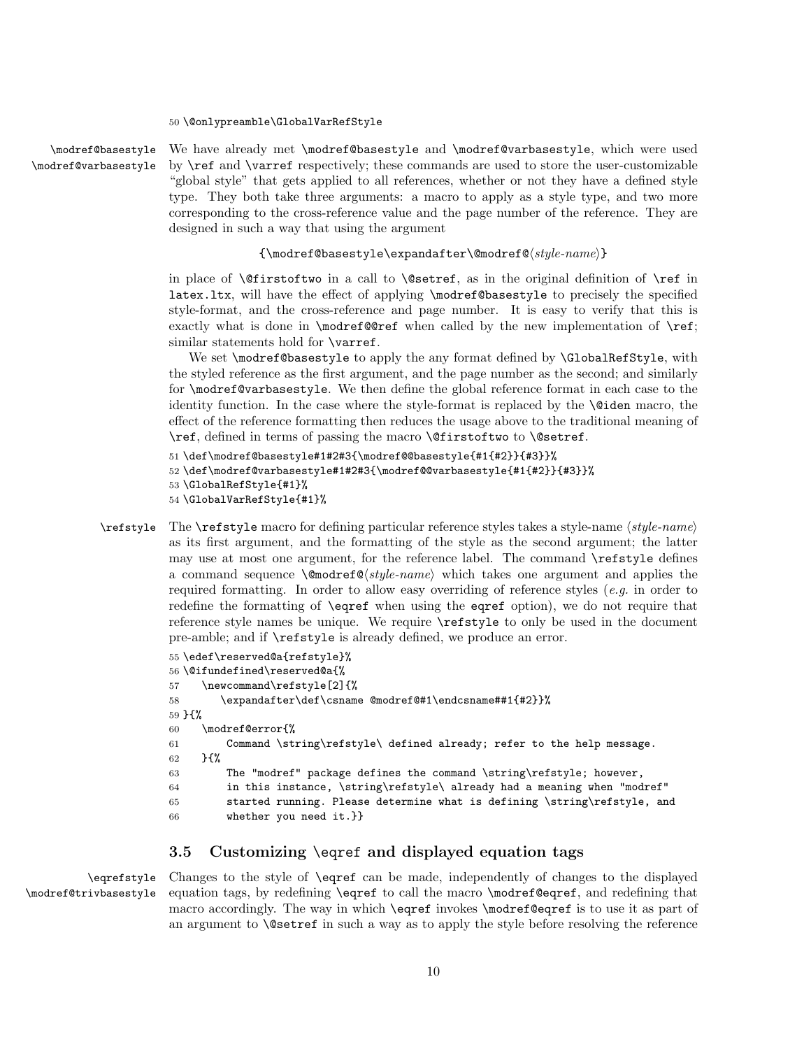```
50 \@onlypreamble\GlobalVarRefStyle
```

\modref@basestyle
\modref@varbasestyle

We have already met `\modref@basestyle` and `\modref@varbasestyle`, which were used by `\ref` and `\varref` respectively; these commands are used to store the user-customizable "global style" that gets applied to all references, whether or not they have a defined style type. They both take three arguments: a macro to apply as a style type, and two more corresponding to the cross-reference value and the page number of the reference. They are designed in such a way that using the argument

`{\modref@basestyle\expandafter\@modref@`⟨*style-name*⟩`}`

in place of `\@firstoftwo` in a call to `\@setref`, as in the original definition of `\ref` in `latex.ltx`, will have the effect of applying `\modref@basestyle` to precisely the specified style-format, and the cross-reference and page number. It is easy to verify that this is exactly what is done in `\modref@@ref` when called by the new implementation of `\ref`; similar statements hold for `\varref`.

We set `\modref@basestyle` to apply the any format defined by `\GlobalRefStyle`, with the styled reference as the first argument, and the page number as the second; and similarly for `\modref@varbasestyle`. We then define the global reference format in each case to the identity function. In the case where the style-format is replaced by the `\@iden` macro, the effect of the reference formatting then reduces the usage above to the traditional meaning of `\ref`, defined in terms of passing the macro `\@firstoftwo` to `\@setref`.

```
51 \def\modref@basestyle#1#2#3{\modref@@basestyle{#1{#2}}{#3}}%
52 \def\modref@varbasestyle#1#2#3{\modref@@varbasestyle{#1{#2}}{#3}}%
53 \GlobalRefStyle{#1}%
54 \GlobalVarRefStyle{#1}%
```

\refstyle

The `\refstyle` macro for defining particular reference styles takes a style-name ⟨*style-name*⟩ as its first argument, and the formatting of the style as the second argument; the latter may use at most one argument, for the reference label. The command `\refstyle` defines a command sequence `\@modref@`⟨*style-name*⟩ which takes one argument and applies the required formatting. In order to allow easy overriding of reference styles (*e.g.* in order to redefine the formatting of `\eqref` when using the `eqref` option), we do not require that reference style names be unique. We require `\refstyle` to only be used in the document pre-amble; and if `\refstyle` is already defined, we produce an error.

```
55 \edef\reserved@a{refstyle}%
56 \@ifundefined\reserved@a{%
57    \newcommand\refstyle[2]{%
58       \expandafter\def\csname @modref@#1\endcsname##1{#2}}%
59 }{%
60    \modref@error{%
61        Command \string\refstyle\ defined already; refer to the help message.
62    }{%
63        The "modref" package defines the command \string\refstyle; however,
64        in this instance, \string\refstyle\ already had a meaning when "modref"
65        started running. Please determine what is defining \string\refstyle, and
66        whether you need it.}}
```

### 3.5 Customizing \eqref and displayed equation tags

\eqrefstyle
\modref@trivbasestyle

Changes to the style of `\eqref` can be made, independently of changes to the displayed equation tags, by redefining `\eqref` to call the macro `\modref@eqref`, and redefining that macro accordingly. The way in which `\eqref` invokes `\modref@eqref` is to use it as part of an argument to `\@setref` in such a way as to apply the style before resolving the reference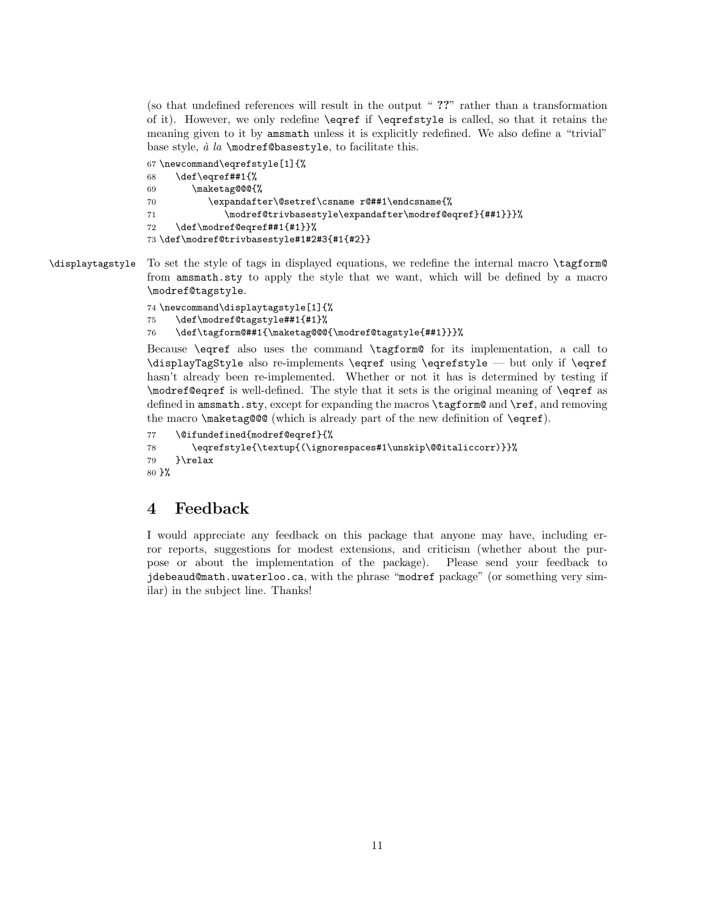(so that undefined references will result in the output " **??**" rather than a transformation of it). However, we only redefine `\eqref` if `\eqrefstyle` is called, so that it retains the meaning given to it by `amsmath` unless it is explicitly redefined. We also define a "trivial" base style, *à la* `\modref@basestyle`, to facilitate this.

```
67 \newcommand\eqrefstyle[1]{%
68    \def\eqref##1{%
69       \maketag@@@{%
70          \expandafter\@setref\csname r@##1\endcsname{%
71             \modref@trivbasestyle\expandafter\modref@eqref}{##1}}}%
72    \def\modref@eqref##1{#1}}%
73 \def\modref@trivbasestyle#1#2#3{#1{#2}}
```

`\displaytagstyle` To set the style of tags in displayed equations, we redefine the internal macro `\tagform@` from `amsmath.sty` to apply the style that we want, which will be defined by a macro `\modref@tagstyle`.

```
74 \newcommand\displaytagstyle[1]{%
75    \def\modref@tagstyle##1{#1}%
76    \def\tagform@##1{\maketag@@@{\modref@tagstyle{##1}}}%
```

Because `\eqref` also uses the command `\tagform@` for its implementation, a call to `\displayTagStyle` also re-implements `\eqref` using `\eqrefstyle` — but only if `\eqref` hasn't already been re-implemented. Whether or not it has is determined by testing if `\modref@eqref` is well-defined. The style that it sets is the original meaning of `\eqref` as defined in `amsmath.sty`, except for expanding the macros `\tagform@` and `\ref`, and removing the macro `\maketag@@@` (which is already part of the new definition of `\eqref`).

```
77    \@ifundefined{modref@eqref}{%
78       \eqrefstyle{\textup{(\ignorespaces#1\unskip\@@italiccorr)}}%
79    }\relax
80 }%
```

# 4 Feedback

I would appreciate any feedback on this package that anyone may have, including error reports, suggestions for modest extensions, and criticism (whether about the purpose or about the implementation of the package). Please send your feedback to `jdebeaud@math.uwaterloo.ca`, with the phrase "`modref` package" (or something very similar) in the subject line. Thanks!